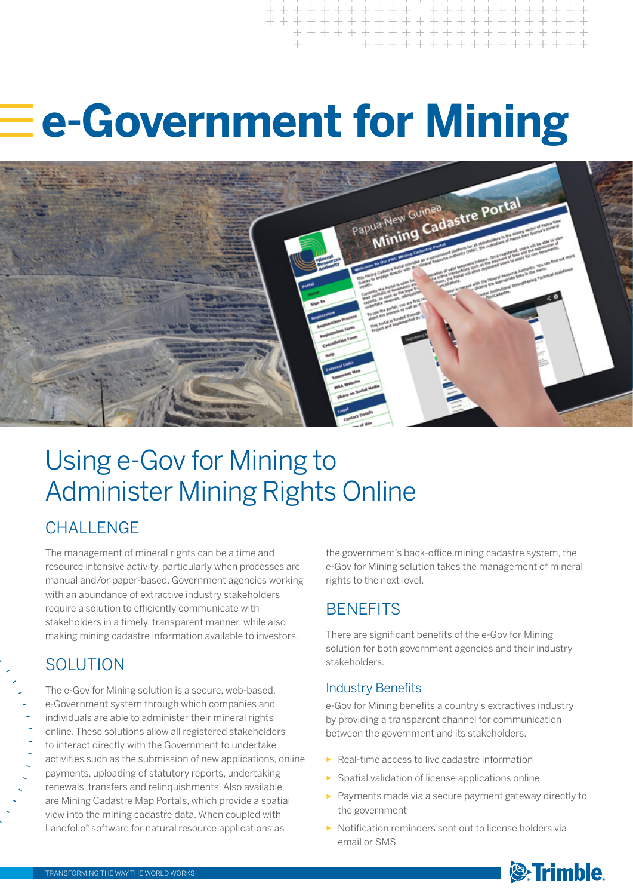# e-Government for Mining

## Using e-Gov for Mining to Administer Mining Rights Online

### CHALLENGE

The management of mineral rights can be a time and resource intensive activity, particularly when processes are manual and/or paper-based. Government agencies working with an abundance of extractive industry stakeholders require a solution to efficiently communicate with stakeholders in a timely, transparent manner, while also making mining cadastre information available to investors.

### SOLUTION

The e-Gov for Mining solution is a secure, web-based, e-Government system through which companies and individuals are able to administer their mineral rights online. These solutions allow all registered stakeholders to interact directly with the Government to undertake activities such as the submission of new applications, online payments, uploading of statutory reports, undertaking renewals, transfers and relinquishments. Also available are Mining Cadastre Map Portals, which provide a spatial view into the mining cadastre data. When coupled with Landfolio® software for natural resource applications as the government's back-office mining cadastre system, the e-Gov for Mining solution takes the management of mineral rights to the next level.

### BENEFITS

There are significant benefits of the e-Gov for Mining solution for both government agencies and their industry stakeholders.

#### Industry Benefits

e-Gov for Mining benefits a country's extractives industry by providing a transparent channel for communication between the government and its stakeholders.

- Real-time access to live cadastre information
- Spatial validation of license applications online
- Payments made via a secure payment gateway directly to the government
- Notification reminders sent out to license holders via email or SMS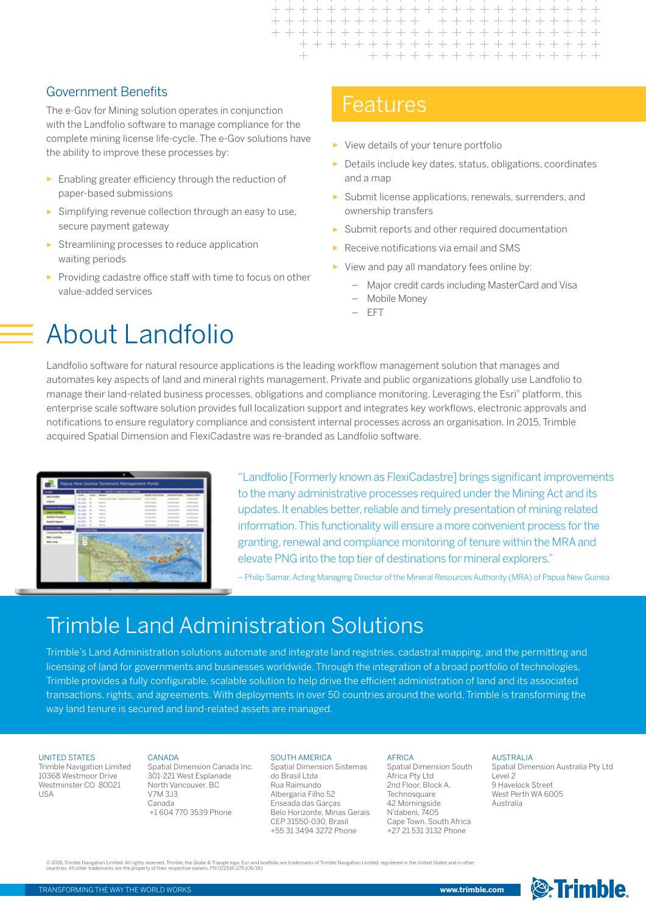## Government Benefits

The e-Gov for Mining solution operates in conjunction with the Landfolio software to manage compliance for the complete mining license life-cycle. The e-Gov solutions have the ability to improve these processes by:

- Enabling greater efficiency through the reduction of paper-based submissions
- Simplifying revenue collection through an easy to use, secure payment gateway
- Streamlining processes to reduce application waiting periods
- Providing cadastre office staff with time to focus on other value-added services

## Features

- View details of your tenure portfolio
- Details include key dates, status, obligations, coordinates and a map
- Submit license applications, renewals, surrenders, and ownership transfers
- Submit reports and other required documentation
- Receive notifications via email and SMS
- View and pay all mandatory fees online by:
  - Major credit cards including MasterCard and Visa
  - Mobile Money
  - EFT

# About Landfolio

Landfolio software for natural resource applications is the leading workflow management solution that manages and automates key aspects of land and mineral rights management. Private and public organizations globally use Landfolio to manage their land-related business processes, obligations and compliance monitoring. Leveraging the Esri® platform, this enterprise scale software solution provides full localization support and integrates key workflows, electronic approvals and notifications to ensure regulatory compliance and consistent internal processes across an organisation. In 2015, Trimble acquired Spatial Dimension and FlexiCadastre was re-branded as Landfolio software.

"Landfolio [Formerly known as FlexiCadastre] brings significant improvements to the many administrative processes required under the Mining Act and its updates. It enables better, reliable and timely presentation of mining related information. This functionality will ensure a more convenient process for the granting, renewal and compliance monitoring of tenure within the MRA and elevate PNG into the top tier of destinations for mineral explorers."

– Philip Samar, Acting Managing Director of the Mineral Resources Authority (MRA) of Papua New Guinea

# Trimble Land Administration Solutions

Trimble's Land Administration solutions automate and integrate land registries, cadastral mapping, and the permitting and licensing of land for governments and businesses worldwide. Through the integration of a broad portfolio of technologies, Trimble provides a fully configurable, scalable solution to help drive the efficient administration of land and its associated transactions, rights, and agreements. With deployments in over 50 countries around the world, Trimble is transforming the way land tenure is secured and land-related assets are managed.

UNITED STATES
Trimble Navigation Limited
10368 Westmoor Drive
Westminster CO 80021
USA

CANADA
Spatial Dimension Canada Inc.
301-221 West Esplanade
North Vancouver, BC
V7M 3J3
Canada
+1 604 770 3539 Phone

SOUTH AMERICA
Spatial Dimension Sistemas do Brasil Ltda
Rua Raimundo
Albergaria Filho 52
Enseada das Garças
Belo Horizonte, Minas Gerais
CEP 31550-030, Brasil
+55 31 3494 3272 Phone

AFRICA
Spatial Dimension South Africa Pty Ltd
2nd Floor, Block A,
Technosquare
42 Morningside
N'dabeni, 7405
Cape Town, South Africa
+27 21 531 3132 Phone

AUSTRALIA
Spatial Dimension Australia Pty Ltd
Level 2
9 Havelock Street
West Perth WA 6005
Australia

© 2016, Trimble Navigation Limited. All rights reserved. Trimble, the Globe & Triangle logo, Esri and landfolio are trademarks of Trimble Navigation Limited, registered in the United States and in other countries. All other trademarks are the property of their respective owners. PN 022516-275 (06/16)

TRANSFORMING THE WAY THE WORLD WORKS

www.trimble.com